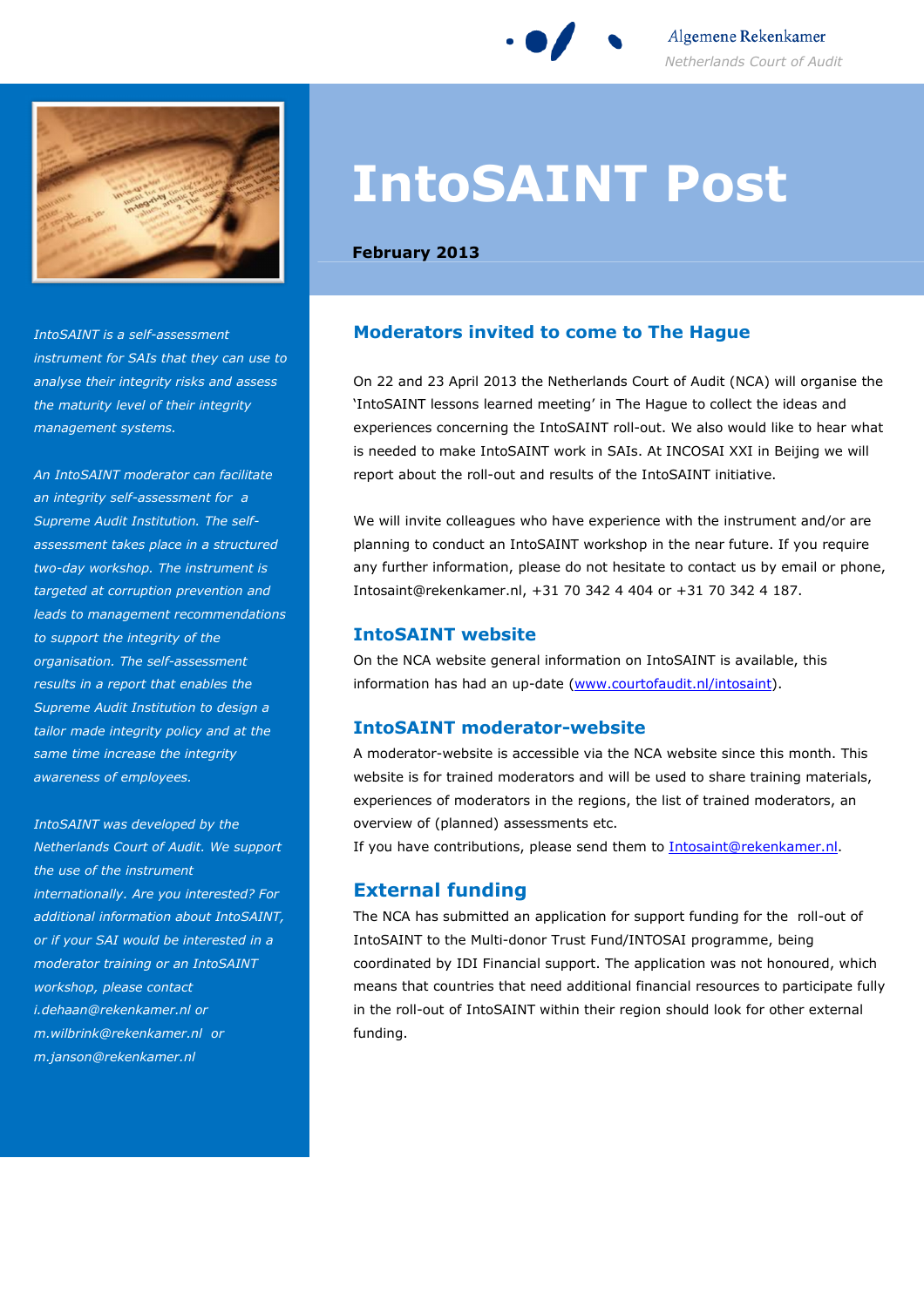Algemene Rekenkamer
Netherlands Court of Audit

# IntoSAINT Post

**February 2013**

*IntoSAINT is a self-assessment instrument for SAIs that they can use to analyse their integrity risks and assess the maturity level of their integrity management systems.*

*An IntoSAINT moderator can facilitate an integrity self-assessment for a Supreme Audit Institution. The self-assessment takes place in a structured two-day workshop. The instrument is targeted at corruption prevention and leads to management recommendations to support the integrity of the organisation. The self-assessment results in a report that enables the Supreme Audit Institution to design a tailor made integrity policy and at the same time increase the integrity awareness of employees.*

*IntoSAINT was developed by the Netherlands Court of Audit. We support the use of the instrument internationally. Are you interested? For additional information about IntoSAINT, or if your SAI would be interested in a moderator training or an IntoSAINT workshop, please contact i.dehaan@rekenkamer.nl or m.wilbrink@rekenkamer.nl or m.janson@rekenkamer.nl*

## Moderators invited to come to The Hague

On 22 and 23 April 2013 the Netherlands Court of Audit (NCA) will organise the 'IntoSAINT lessons learned meeting' in The Hague to collect the ideas and experiences concerning the IntoSAINT roll-out. We also would like to hear what is needed to make IntoSAINT work in SAIs. At INCOSAI XXI in Beijing we will report about the roll-out and results of the IntoSAINT initiative.

We will invite colleagues who have experience with the instrument and/or are planning to conduct an IntoSAINT workshop in the near future. If you require any further information, please do not hesitate to contact us by email or phone, Intosaint@rekenkamer.nl, +31 70 342 4 404 or +31 70 342 4 187.

## IntoSAINT website

On the NCA website general information on IntoSAINT is available, this information has had an up-date (www.courtofaudit.nl/intosaint).

## IntoSAINT moderator-website

A moderator-website is accessible via the NCA website since this month. This website is for trained moderators and will be used to share training materials, experiences of moderators in the regions, the list of trained moderators, an overview of (planned) assessments etc.
If you have contributions, please send them to Intosaint@rekenkamer.nl.

## External funding

The NCA has submitted an application for support funding for the roll-out of IntoSAINT to the Multi-donor Trust Fund/INTOSAI programme, being coordinated by IDI Financial support. The application was not honoured, which means that countries that need additional financial resources to participate fully in the roll-out of IntoSAINT within their region should look for other external funding.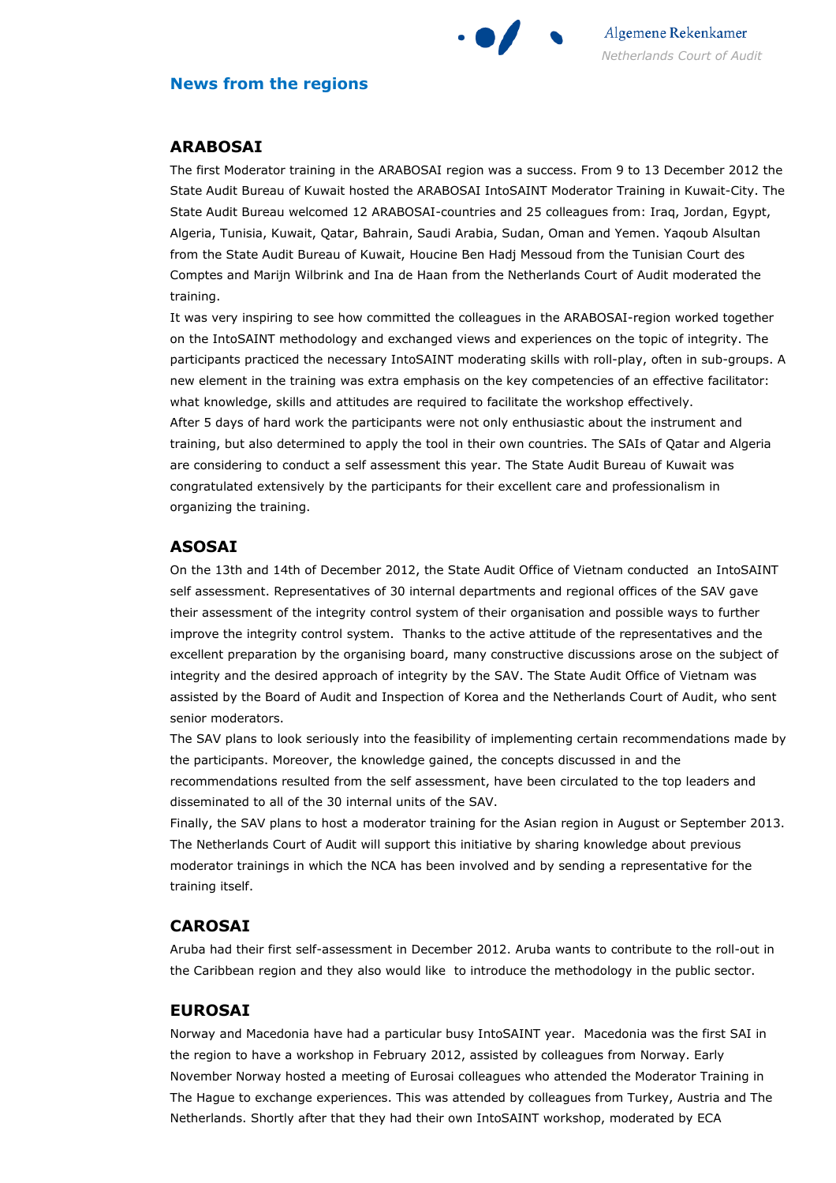## News from the regions

### ARABOSAI

The first Moderator training in the ARABOSAI region was a success. From 9 to 13 December 2012 the State Audit Bureau of Kuwait hosted the ARABOSAI IntoSAINT Moderator Training in Kuwait-City. The State Audit Bureau welcomed 12 ARABOSAI-countries and 25 colleagues from: Iraq, Jordan, Egypt, Algeria, Tunisia, Kuwait, Qatar, Bahrain, Saudi Arabia, Sudan, Oman and Yemen. Yaqoub Alsultan from the State Audit Bureau of Kuwait, Houcine Ben Hadj Messoud from the Tunisian Court des Comptes and Marijn Wilbrink and Ina de Haan from the Netherlands Court of Audit moderated the training.

It was very inspiring to see how committed the colleagues in the ARABOSAI-region worked together on the IntoSAINT methodology and exchanged views and experiences on the topic of integrity. The participants practiced the necessary IntoSAINT moderating skills with roll-play, often in sub-groups. A new element in the training was extra emphasis on the key competencies of an effective facilitator: what knowledge, skills and attitudes are required to facilitate the workshop effectively.

After 5 days of hard work the participants were not only enthusiastic about the instrument and training, but also determined to apply the tool in their own countries. The SAIs of Qatar and Algeria are considering to conduct a self assessment this year. The State Audit Bureau of Kuwait was congratulated extensively by the participants for their excellent care and professionalism in organizing the training.

### ASOSAI

On the 13th and 14th of December 2012, the State Audit Office of Vietnam conducted an IntoSAINT self assessment. Representatives of 30 internal departments and regional offices of the SAV gave their assessment of the integrity control system of their organisation and possible ways to further improve the integrity control system. Thanks to the active attitude of the representatives and the excellent preparation by the organising board, many constructive discussions arose on the subject of integrity and the desired approach of integrity by the SAV. The State Audit Office of Vietnam was assisted by the Board of Audit and Inspection of Korea and the Netherlands Court of Audit, who sent senior moderators.

The SAV plans to look seriously into the feasibility of implementing certain recommendations made by the participants. Moreover, the knowledge gained, the concepts discussed in and the recommendations resulted from the self assessment, have been circulated to the top leaders and disseminated to all of the 30 internal units of the SAV.

Finally, the SAV plans to host a moderator training for the Asian region in August or September 2013. The Netherlands Court of Audit will support this initiative by sharing knowledge about previous moderator trainings in which the NCA has been involved and by sending a representative for the training itself.

### CAROSAI

Aruba had their first self-assessment in December 2012. Aruba wants to contribute to the roll-out in the Caribbean region and they also would like to introduce the methodology in the public sector.

### EUROSAI

Norway and Macedonia have had a particular busy IntoSAINT year. Macedonia was the first SAI in the region to have a workshop in February 2012, assisted by colleagues from Norway. Early November Norway hosted a meeting of Eurosai colleagues who attended the Moderator Training in The Hague to exchange experiences. This was attended by colleagues from Turkey, Austria and The Netherlands. Shortly after that they had their own IntoSAINT workshop, moderated by ECA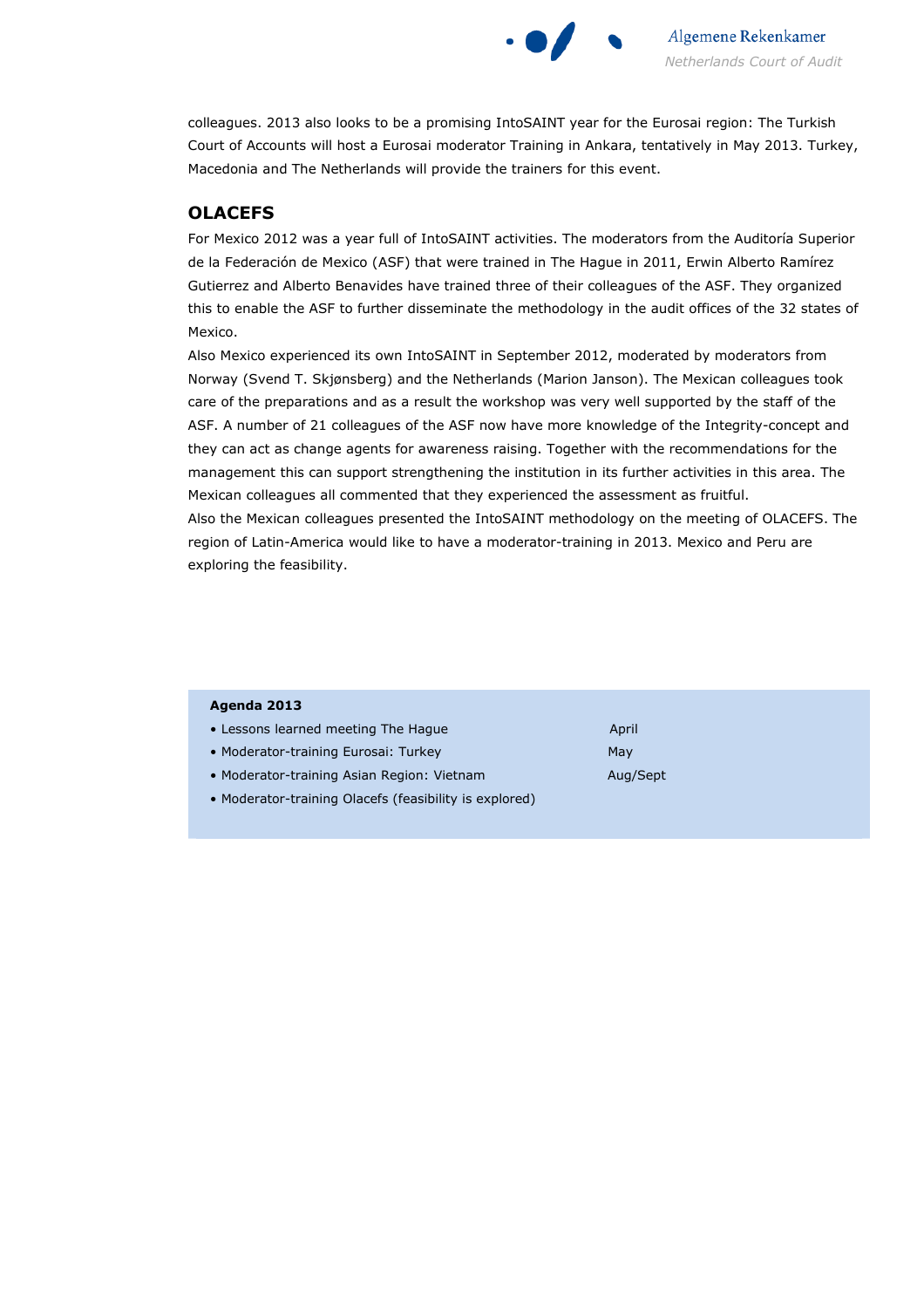colleagues. 2013 also looks to be a promising IntoSAINT year for the Eurosai region: The Turkish Court of Accounts will host a Eurosai moderator Training in Ankara, tentatively in May 2013. Turkey, Macedonia and The Netherlands will provide the trainers for this event.

## OLACEFS

For Mexico 2012 was a year full of IntoSAINT activities. The moderators from the Auditoría Superior de la Federación de Mexico (ASF) that were trained in The Hague in 2011, Erwin Alberto Ramírez Gutierrez and Alberto Benavides have trained three of their colleagues of the ASF. They organized this to enable the ASF to further disseminate the methodology in the audit offices of the 32 states of Mexico.

Also Mexico experienced its own IntoSAINT in September 2012, moderated by moderators from Norway (Svend T. Skjønsberg) and the Netherlands (Marion Janson). The Mexican colleagues took care of the preparations and as a result the workshop was very well supported by the staff of the ASF. A number of 21 colleagues of the ASF now have more knowledge of the Integrity-concept and they can act as change agents for awareness raising. Together with the recommendations for the management this can support strengthening the institution in its further activities in this area. The Mexican colleagues all commented that they experienced the assessment as fruitful.

Also the Mexican colleagues presented the IntoSAINT methodology on the meeting of OLACEFS. The region of Latin-America would like to have a moderator-training in 2013. Mexico and Peru are exploring the feasibility.

**Agenda 2013**

| | |
|---|---|
| • Lessons learned meeting The Hague | April |
| • Moderator-training Eurosai: Turkey | May |
| • Moderator-training Asian Region: Vietnam | Aug/Sept |
| • Moderator-training Olacefs (feasibility is explored) | |